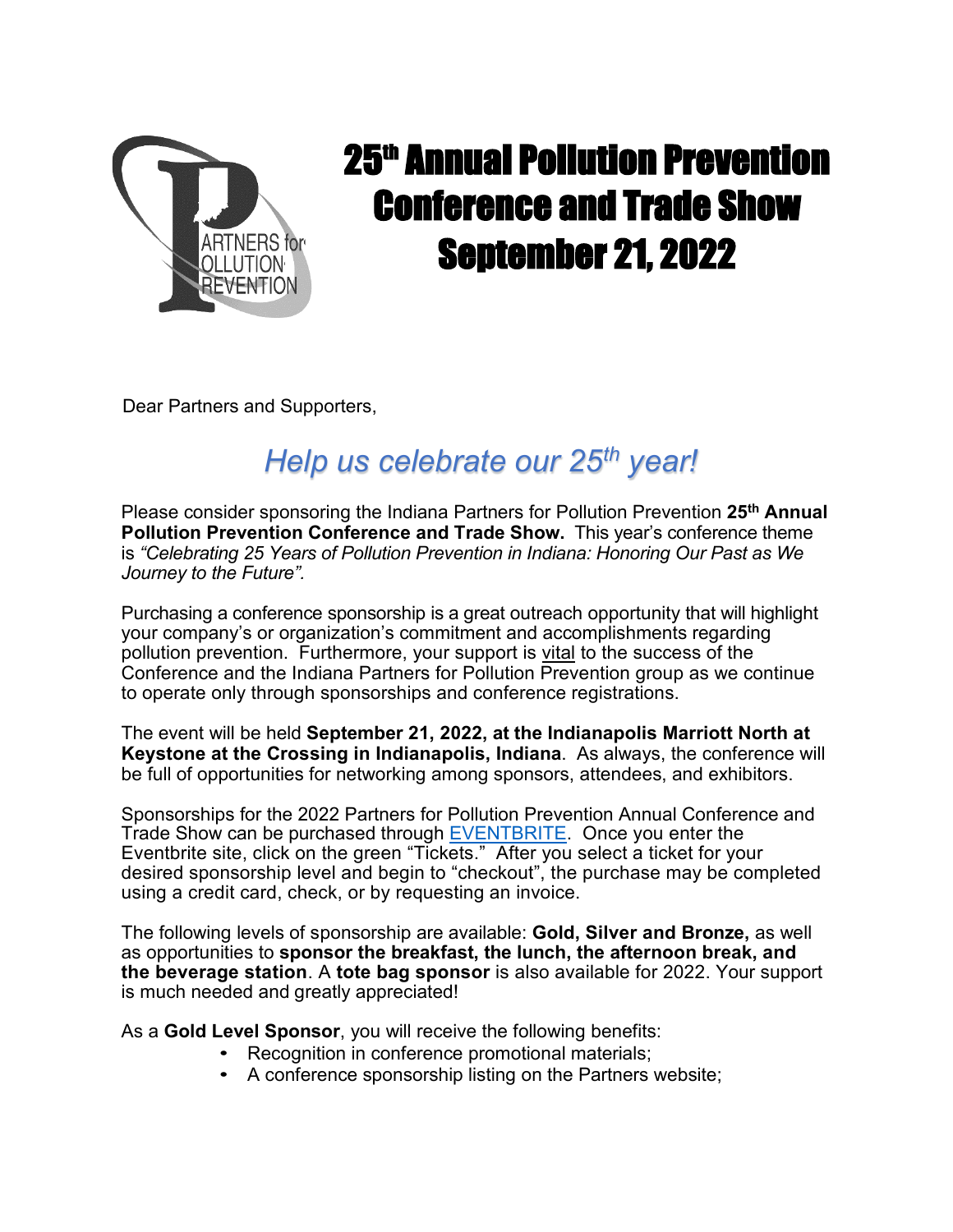# 25th Annual Pollution Prevention Conference and Trade Show September 21, 2022

Dear Partners and Supporters,

## *Help us celebrate our 25th year!*

Please consider sponsoring the Indiana Partners for Pollution Prevention **25th Annual Pollution Prevention Conference and Trade Show.** This year's conference theme is *"Celebrating 25 Years of Pollution Prevention in Indiana: Honoring Our Past as We Journey to the Future".*

Purchasing a conference sponsorship is a great outreach opportunity that will highlight your company's or organization's commitment and accomplishments regarding pollution prevention. Furthermore, your support is vital to the success of the Conference and the Indiana Partners for Pollution Prevention group as we continue to operate only through sponsorships and conference registrations.

The event will be held **September 21, 2022, at the Indianapolis Marriott North at Keystone at the Crossing in Indianapolis, Indiana**. As always, the conference will be full of opportunities for networking among sponsors, attendees, and exhibitors.

Sponsorships for the 2022 Partners for Pollution Prevention Annual Conference and Trade Show can be purchased through EVENTBRITE. Once you enter the Eventbrite site, click on the green "Tickets." After you select a ticket for your desired sponsorship level and begin to "checkout", the purchase may be completed using a credit card, check, or by requesting an invoice.

The following levels of sponsorship are available: **Gold, Silver and Bronze,** as well as opportunities to **sponsor the breakfast, the lunch, the afternoon break, and the beverage station**. A **tote bag sponsor** is also available for 2022. Your support is much needed and greatly appreciated!

As a **Gold Level Sponsor**, you will receive the following benefits:

- Recognition in conference promotional materials;
- A conference sponsorship listing on the Partners website;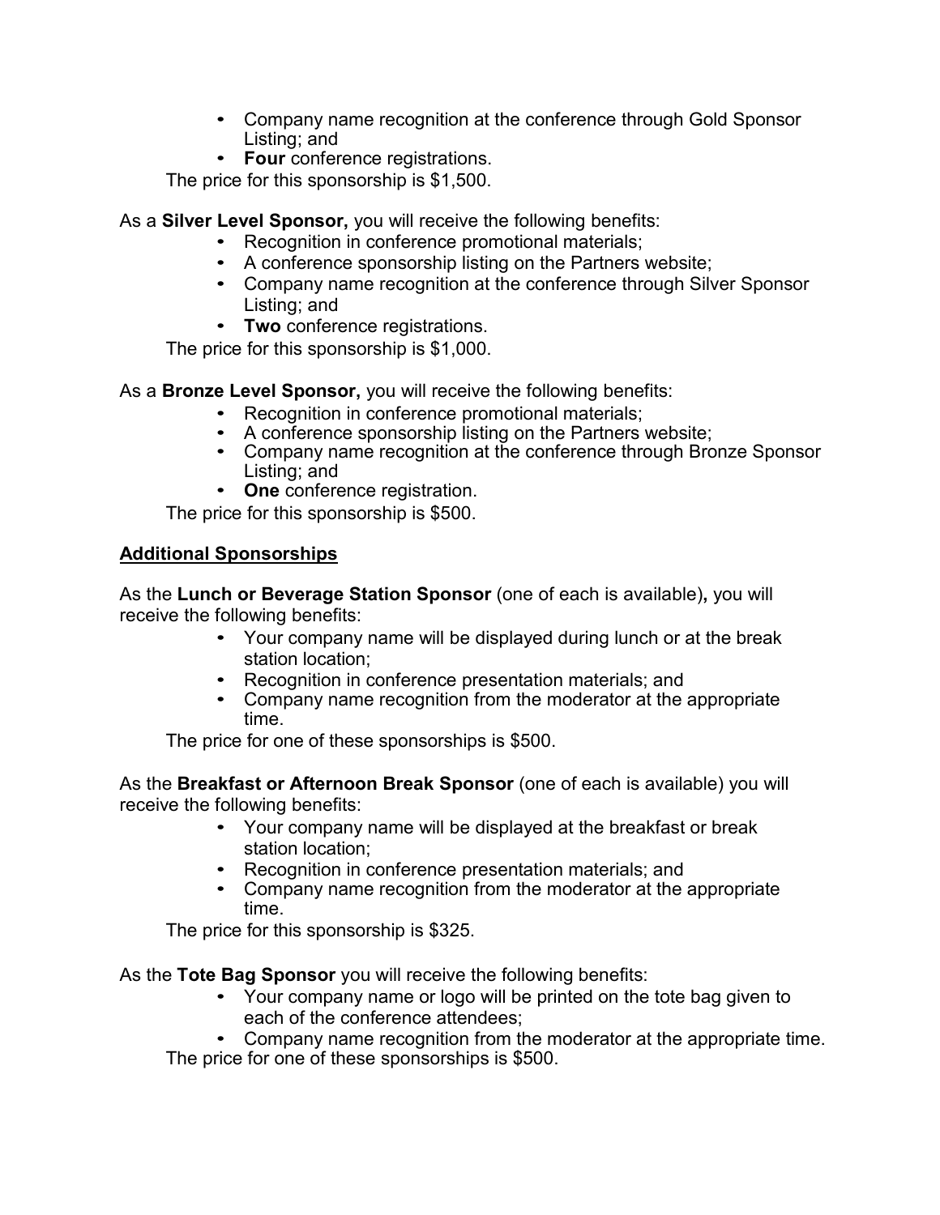- Company name recognition at the conference through Gold Sponsor Listing; and
- **Four** conference registrations.

The price for this sponsorship is $1,500.

As a **Silver Level Sponsor,** you will receive the following benefits:

- Recognition in conference promotional materials;
- A conference sponsorship listing on the Partners website;
- Company name recognition at the conference through Silver Sponsor Listing; and
- **Two** conference registrations.

The price for this sponsorship is $1,000.

As a **Bronze Level Sponsor,** you will receive the following benefits:

- Recognition in conference promotional materials;
- A conference sponsorship listing on the Partners website;
- Company name recognition at the conference through Bronze Sponsor Listing; and
- **One** conference registration.

The price for this sponsorship is $500.

**<u>Additional Sponsorships</u>**

As the **Lunch or Beverage Station Sponsor** (one of each is available)**,** you will receive the following benefits:

- Your company name will be displayed during lunch or at the break station location;
- Recognition in conference presentation materials; and
- Company name recognition from the moderator at the appropriate time.

The price for one of these sponsorships is $500.

As the **Breakfast or Afternoon Break Sponsor** (one of each is available) you will receive the following benefits:

- Your company name will be displayed at the breakfast or break station location;
- Recognition in conference presentation materials; and
- Company name recognition from the moderator at the appropriate time.

The price for this sponsorship is $325.

As the **Tote Bag Sponsor** you will receive the following benefits:

- Your company name or logo will be printed on the tote bag given to each of the conference attendees;
- Company name recognition from the moderator at the appropriate time.

The price for one of these sponsorships is $500.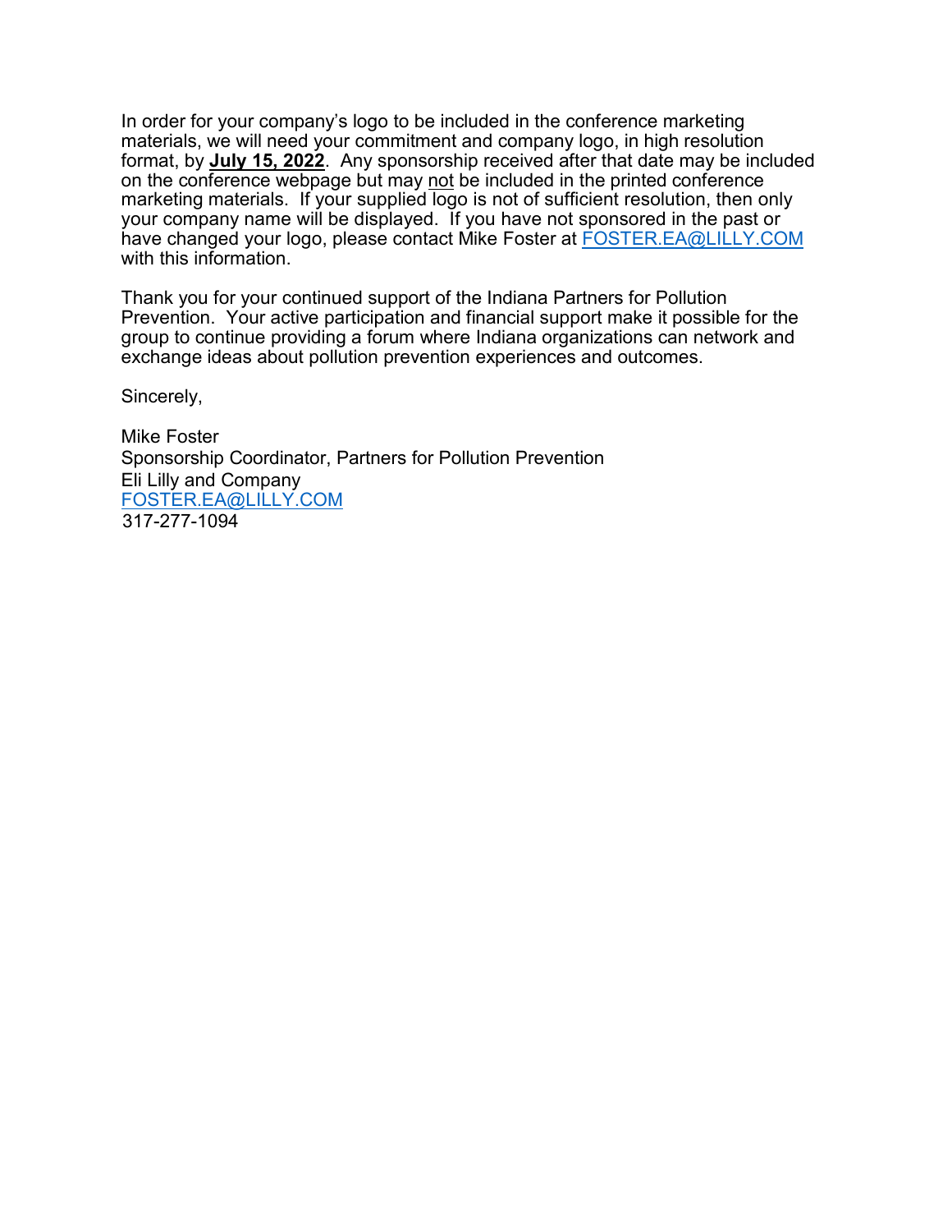In order for your company's logo to be included in the conference marketing materials, we will need your commitment and company logo, in high resolution format, by **July 15, 2022**. Any sponsorship received after that date may be included on the conference webpage but may not be included in the printed conference marketing materials. If your supplied logo is not of sufficient resolution, then only your company name will be displayed. If you have not sponsored in the past or have changed your logo, please contact Mike Foster at FOSTER.EA@LILLY.COM with this information.

Thank you for your continued support of the Indiana Partners for Pollution Prevention. Your active participation and financial support make it possible for the group to continue providing a forum where Indiana organizations can network and exchange ideas about pollution prevention experiences and outcomes.

Sincerely,

Mike Foster
Sponsorship Coordinator, Partners for Pollution Prevention
Eli Lilly and Company
FOSTER.EA@LILLY.COM
317-277-1094